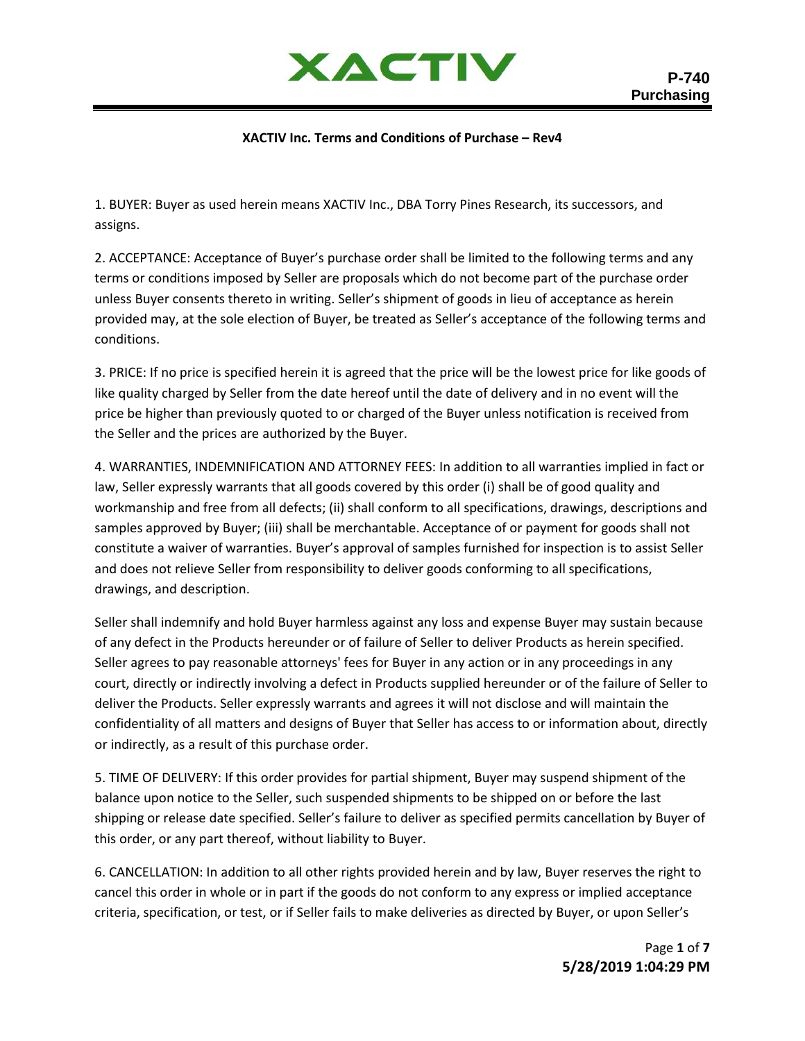# XACTIV Inc. Terms and Conditions of Purchase – Rev4

1. BUYER: Buyer as used herein means XACTIV Inc., DBA Torry Pines Research, its successors, and assigns.

2. ACCEPTANCE: Acceptance of Buyer's purchase order shall be limited to the following terms and any terms or conditions imposed by Seller are proposals which do not become part of the purchase order unless Buyer consents thereto in writing. Seller's shipment of goods in lieu of acceptance as herein provided may, at the sole election of Buyer, be treated as Seller's acceptance of the following terms and conditions.

3. PRICE: If no price is specified herein it is agreed that the price will be the lowest price for like goods of like quality charged by Seller from the date hereof until the date of delivery and in no event will the price be higher than previously quoted to or charged of the Buyer unless notification is received from the Seller and the prices are authorized by the Buyer.

4. WARRANTIES, INDEMNIFICATION AND ATTORNEY FEES: In addition to all warranties implied in fact or law, Seller expressly warrants that all goods covered by this order (i) shall be of good quality and workmanship and free from all defects; (ii) shall conform to all specifications, drawings, descriptions and samples approved by Buyer; (iii) shall be merchantable. Acceptance of or payment for goods shall not constitute a waiver of warranties. Buyer's approval of samples furnished for inspection is to assist Seller and does not relieve Seller from responsibility to deliver goods conforming to all specifications, drawings, and description.

Seller shall indemnify and hold Buyer harmless against any loss and expense Buyer may sustain because of any defect in the Products hereunder or of failure of Seller to deliver Products as herein specified. Seller agrees to pay reasonable attorneys' fees for Buyer in any action or in any proceedings in any court, directly or indirectly involving a defect in Products supplied hereunder or of the failure of Seller to deliver the Products. Seller expressly warrants and agrees it will not disclose and will maintain the confidentiality of all matters and designs of Buyer that Seller has access to or information about, directly or indirectly, as a result of this purchase order.

5. TIME OF DELIVERY: If this order provides for partial shipment, Buyer may suspend shipment of the balance upon notice to the Seller, such suspended shipments to be shipped on or before the last shipping or release date specified. Seller's failure to deliver as specified permits cancellation by Buyer of this order, or any part thereof, without liability to Buyer.

6. CANCELLATION: In addition to all other rights provided herein and by law, Buyer reserves the right to cancel this order in whole or in part if the goods do not conform to any express or implied acceptance criteria, specification, or test, or if Seller fails to make deliveries as directed by Buyer, or upon Seller's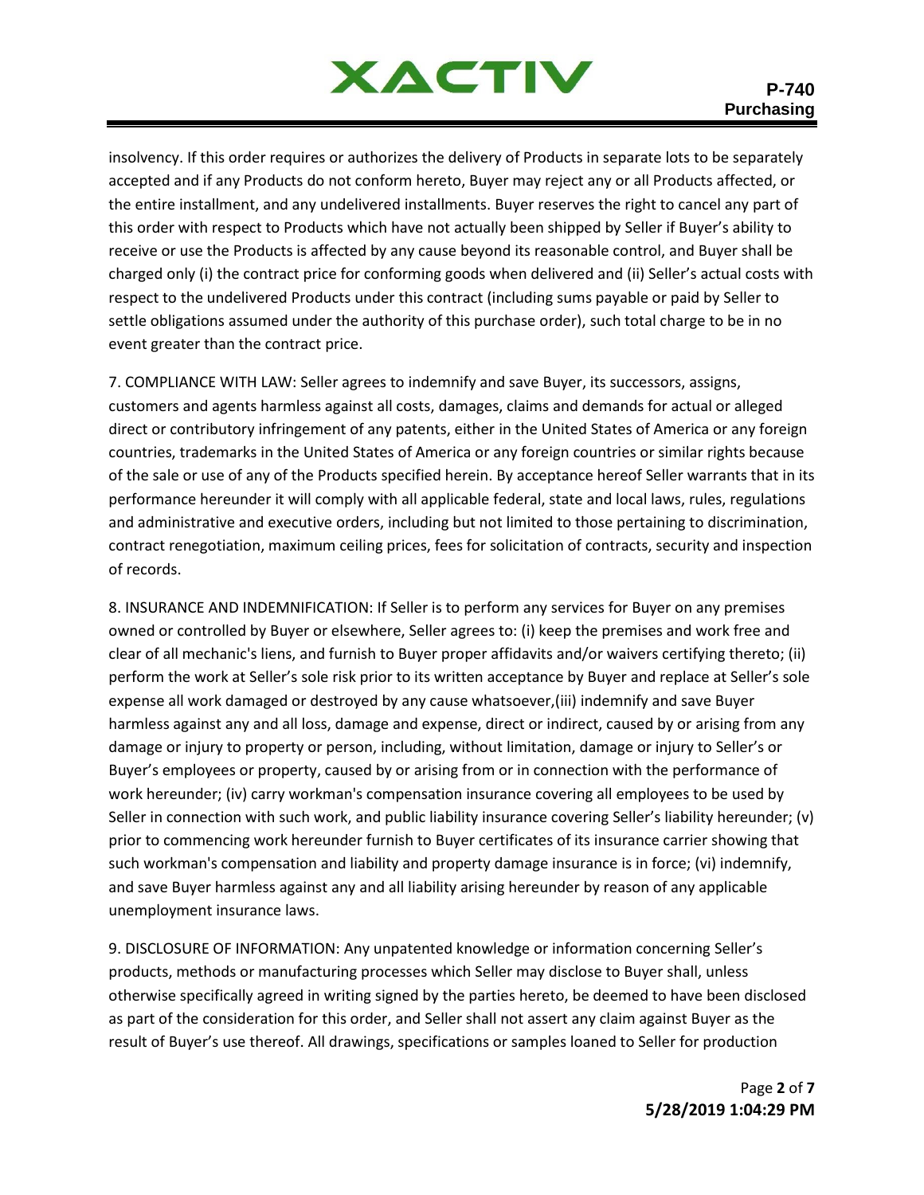insolvency. If this order requires or authorizes the delivery of Products in separate lots to be separately accepted and if any Products do not conform hereto, Buyer may reject any or all Products affected, or the entire installment, and any undelivered installments. Buyer reserves the right to cancel any part of this order with respect to Products which have not actually been shipped by Seller if Buyer's ability to receive or use the Products is affected by any cause beyond its reasonable control, and Buyer shall be charged only (i) the contract price for conforming goods when delivered and (ii) Seller's actual costs with respect to the undelivered Products under this contract (including sums payable or paid by Seller to settle obligations assumed under the authority of this purchase order), such total charge to be in no event greater than the contract price.

7. COMPLIANCE WITH LAW: Seller agrees to indemnify and save Buyer, its successors, assigns, customers and agents harmless against all costs, damages, claims and demands for actual or alleged direct or contributory infringement of any patents, either in the United States of America or any foreign countries, trademarks in the United States of America or any foreign countries or similar rights because of the sale or use of any of the Products specified herein. By acceptance hereof Seller warrants that in its performance hereunder it will comply with all applicable federal, state and local laws, rules, regulations and administrative and executive orders, including but not limited to those pertaining to discrimination, contract renegotiation, maximum ceiling prices, fees for solicitation of contracts, security and inspection of records.

8. INSURANCE AND INDEMNIFICATION: If Seller is to perform any services for Buyer on any premises owned or controlled by Buyer or elsewhere, Seller agrees to: (i) keep the premises and work free and clear of all mechanic's liens, and furnish to Buyer proper affidavits and/or waivers certifying thereto; (ii) perform the work at Seller's sole risk prior to its written acceptance by Buyer and replace at Seller's sole expense all work damaged or destroyed by any cause whatsoever,(iii) indemnify and save Buyer harmless against any and all loss, damage and expense, direct or indirect, caused by or arising from any damage or injury to property or person, including, without limitation, damage or injury to Seller's or Buyer's employees or property, caused by or arising from or in connection with the performance of work hereunder; (iv) carry workman's compensation insurance covering all employees to be used by Seller in connection with such work, and public liability insurance covering Seller's liability hereunder; (v) prior to commencing work hereunder furnish to Buyer certificates of its insurance carrier showing that such workman's compensation and liability and property damage insurance is in force; (vi) indemnify, and save Buyer harmless against any and all liability arising hereunder by reason of any applicable unemployment insurance laws.

9. DISCLOSURE OF INFORMATION: Any unpatented knowledge or information concerning Seller's products, methods or manufacturing processes which Seller may disclose to Buyer shall, unless otherwise specifically agreed in writing signed by the parties hereto, be deemed to have been disclosed as part of the consideration for this order, and Seller shall not assert any claim against Buyer as the result of Buyer's use thereof. All drawings, specifications or samples loaned to Seller for production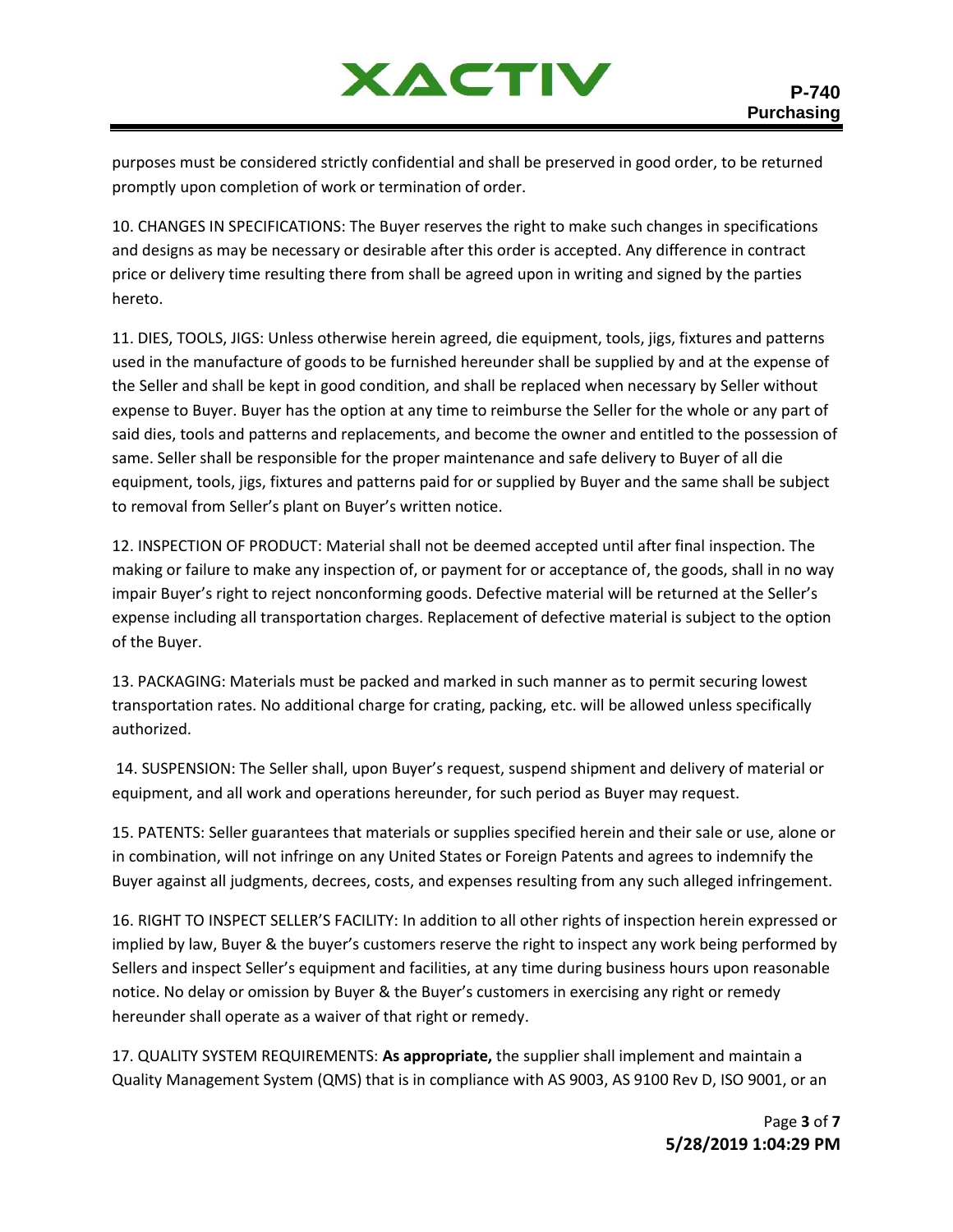purposes must be considered strictly confidential and shall be preserved in good order, to be returned promptly upon completion of work or termination of order.

10. CHANGES IN SPECIFICATIONS: The Buyer reserves the right to make such changes in specifications and designs as may be necessary or desirable after this order is accepted. Any difference in contract price or delivery time resulting there from shall be agreed upon in writing and signed by the parties hereto.

11. DIES, TOOLS, JIGS: Unless otherwise herein agreed, die equipment, tools, jigs, fixtures and patterns used in the manufacture of goods to be furnished hereunder shall be supplied by and at the expense of the Seller and shall be kept in good condition, and shall be replaced when necessary by Seller without expense to Buyer. Buyer has the option at any time to reimburse the Seller for the whole or any part of said dies, tools and patterns and replacements, and become the owner and entitled to the possession of same. Seller shall be responsible for the proper maintenance and safe delivery to Buyer of all die equipment, tools, jigs, fixtures and patterns paid for or supplied by Buyer and the same shall be subject to removal from Seller's plant on Buyer's written notice.

12. INSPECTION OF PRODUCT: Material shall not be deemed accepted until after final inspection. The making or failure to make any inspection of, or payment for or acceptance of, the goods, shall in no way impair Buyer's right to reject nonconforming goods. Defective material will be returned at the Seller's expense including all transportation charges. Replacement of defective material is subject to the option of the Buyer.

13. PACKAGING: Materials must be packed and marked in such manner as to permit securing lowest transportation rates. No additional charge for crating, packing, etc. will be allowed unless specifically authorized.

14. SUSPENSION: The Seller shall, upon Buyer's request, suspend shipment and delivery of material or equipment, and all work and operations hereunder, for such period as Buyer may request.

15. PATENTS: Seller guarantees that materials or supplies specified herein and their sale or use, alone or in combination, will not infringe on any United States or Foreign Patents and agrees to indemnify the Buyer against all judgments, decrees, costs, and expenses resulting from any such alleged infringement.

16. RIGHT TO INSPECT SELLER'S FACILITY: In addition to all other rights of inspection herein expressed or implied by law, Buyer & the buyer's customers reserve the right to inspect any work being performed by Sellers and inspect Seller's equipment and facilities, at any time during business hours upon reasonable notice. No delay or omission by Buyer & the Buyer's customers in exercising any right or remedy hereunder shall operate as a waiver of that right or remedy.

17. QUALITY SYSTEM REQUIREMENTS: **As appropriate,** the supplier shall implement and maintain a Quality Management System (QMS) that is in compliance with AS 9003, AS 9100 Rev D, ISO 9001, or an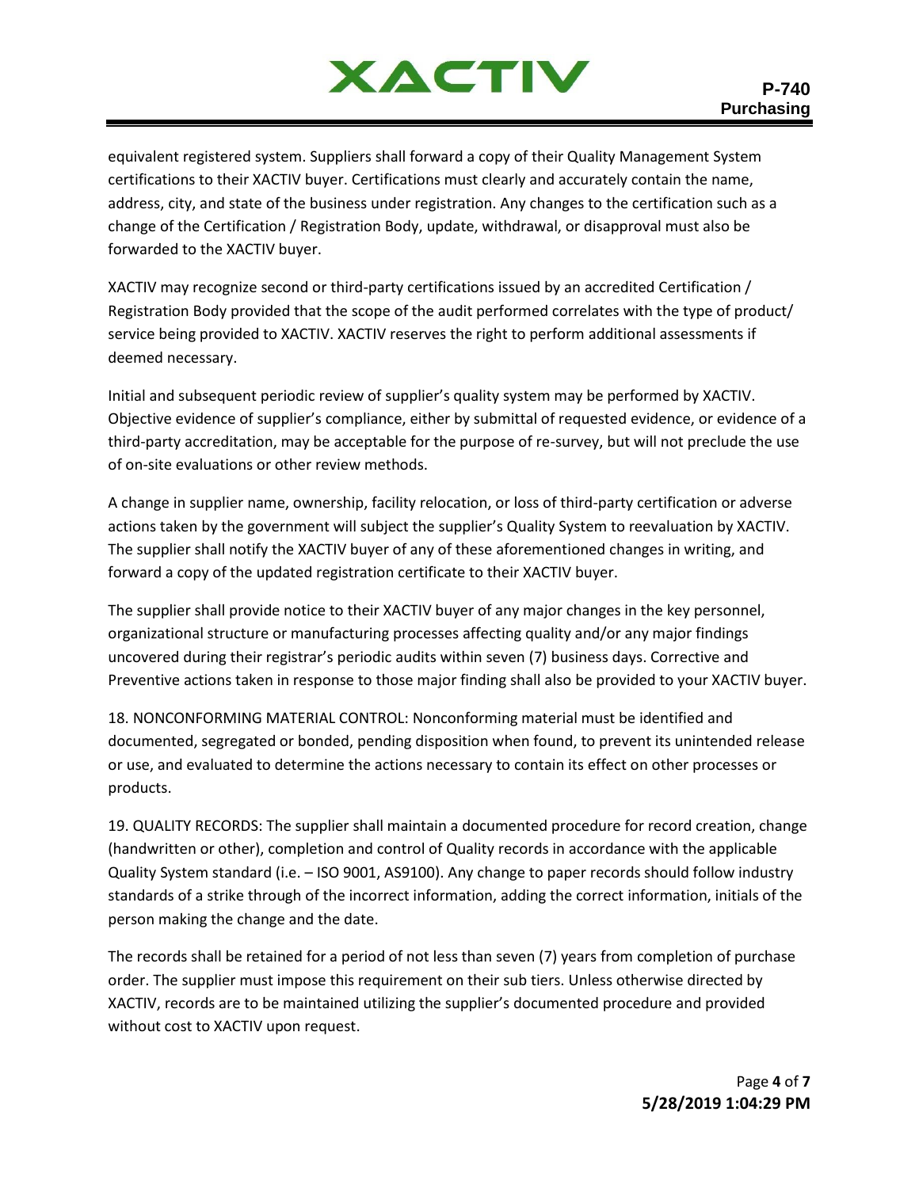equivalent registered system. Suppliers shall forward a copy of their Quality Management System certifications to their XACTIV buyer. Certifications must clearly and accurately contain the name, address, city, and state of the business under registration. Any changes to the certification such as a change of the Certification / Registration Body, update, withdrawal, or disapproval must also be forwarded to the XACTIV buyer.

XACTIV may recognize second or third-party certifications issued by an accredited Certification / Registration Body provided that the scope of the audit performed correlates with the type of product/ service being provided to XACTIV. XACTIV reserves the right to perform additional assessments if deemed necessary.

Initial and subsequent periodic review of supplier's quality system may be performed by XACTIV. Objective evidence of supplier's compliance, either by submittal of requested evidence, or evidence of a third-party accreditation, may be acceptable for the purpose of re-survey, but will not preclude the use of on-site evaluations or other review methods.

A change in supplier name, ownership, facility relocation, or loss of third-party certification or adverse actions taken by the government will subject the supplier's Quality System to reevaluation by XACTIV. The supplier shall notify the XACTIV buyer of any of these aforementioned changes in writing, and forward a copy of the updated registration certificate to their XACTIV buyer.

The supplier shall provide notice to their XACTIV buyer of any major changes in the key personnel, organizational structure or manufacturing processes affecting quality and/or any major findings uncovered during their registrar's periodic audits within seven (7) business days. Corrective and Preventive actions taken in response to those major finding shall also be provided to your XACTIV buyer.

18. NONCONFORMING MATERIAL CONTROL: Nonconforming material must be identified and documented, segregated or bonded, pending disposition when found, to prevent its unintended release or use, and evaluated to determine the actions necessary to contain its effect on other processes or products.

19. QUALITY RECORDS: The supplier shall maintain a documented procedure for record creation, change (handwritten or other), completion and control of Quality records in accordance with the applicable Quality System standard (i.e. – ISO 9001, AS9100). Any change to paper records should follow industry standards of a strike through of the incorrect information, adding the correct information, initials of the person making the change and the date.

The records shall be retained for a period of not less than seven (7) years from completion of purchase order. The supplier must impose this requirement on their sub tiers. Unless otherwise directed by XACTIV, records are to be maintained utilizing the supplier's documented procedure and provided without cost to XACTIV upon request.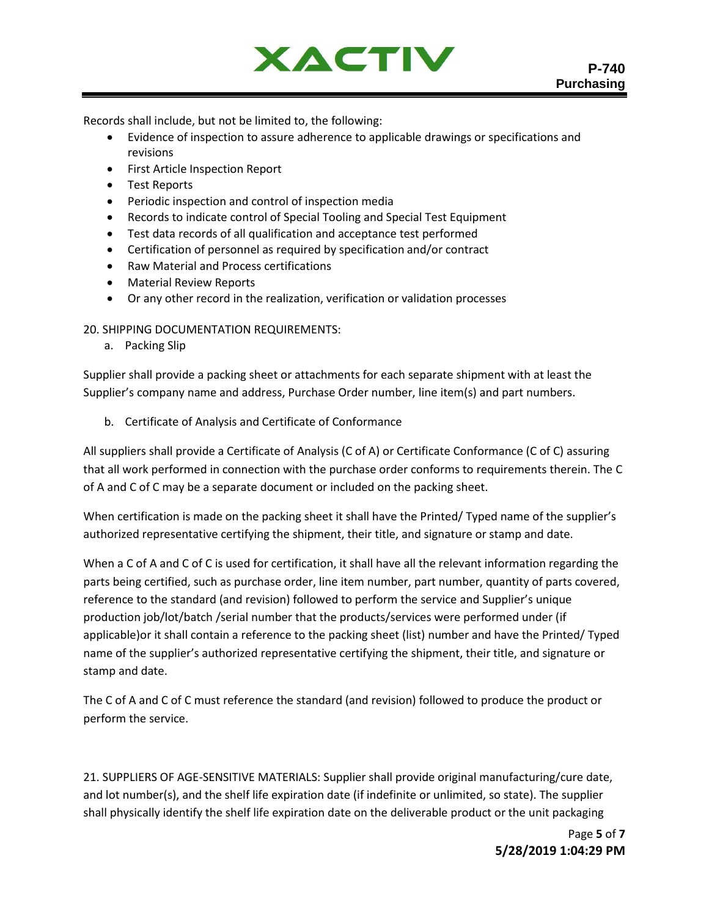Records shall include, but not be limited to, the following:

- Evidence of inspection to assure adherence to applicable drawings or specifications and revisions
- First Article Inspection Report
- Test Reports
- Periodic inspection and control of inspection media
- Records to indicate control of Special Tooling and Special Test Equipment
- Test data records of all qualification and acceptance test performed
- Certification of personnel as required by specification and/or contract
- Raw Material and Process certifications
- Material Review Reports
- Or any other record in the realization, verification or validation processes

20. SHIPPING DOCUMENTATION REQUIREMENTS:

a. Packing Slip

Supplier shall provide a packing sheet or attachments for each separate shipment with at least the Supplier's company name and address, Purchase Order number, line item(s) and part numbers.

b. Certificate of Analysis and Certificate of Conformance

All suppliers shall provide a Certificate of Analysis (C of A) or Certificate Conformance (C of C) assuring that all work performed in connection with the purchase order conforms to requirements therein. The C of A and C of C may be a separate document or included on the packing sheet.

When certification is made on the packing sheet it shall have the Printed/ Typed name of the supplier's authorized representative certifying the shipment, their title, and signature or stamp and date.

When a C of A and C of C is used for certification, it shall have all the relevant information regarding the parts being certified, such as purchase order, line item number, part number, quantity of parts covered, reference to the standard (and revision) followed to perform the service and Supplier's unique production job/lot/batch /serial number that the products/services were performed under (if applicable)or it shall contain a reference to the packing sheet (list) number and have the Printed/ Typed name of the supplier's authorized representative certifying the shipment, their title, and signature or stamp and date.

The C of A and C of C must reference the standard (and revision) followed to produce the product or perform the service.

21. SUPPLIERS OF AGE-SENSITIVE MATERIALS: Supplier shall provide original manufacturing/cure date, and lot number(s), and the shelf life expiration date (if indefinite or unlimited, so state). The supplier shall physically identify the shelf life expiration date on the deliverable product or the unit packaging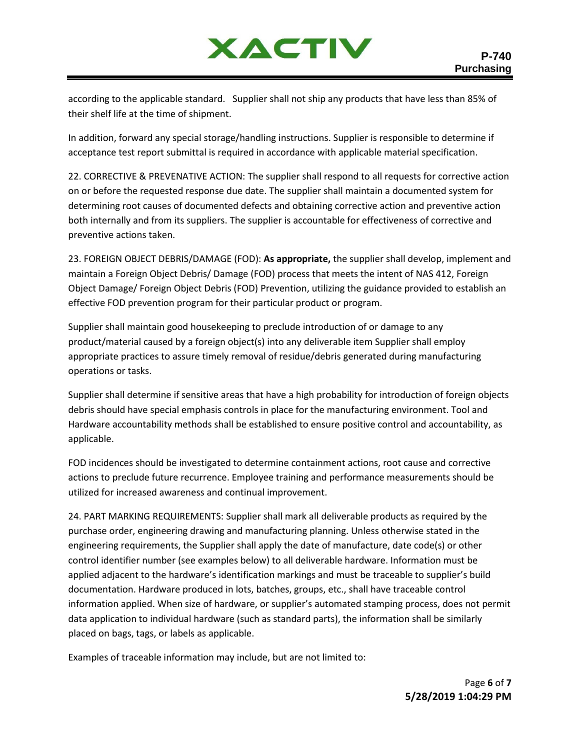according to the applicable standard.   Supplier shall not ship any products that have less than 85% of their shelf life at the time of shipment.

In addition, forward any special storage/handling instructions. Supplier is responsible to determine if acceptance test report submittal is required in accordance with applicable material specification.

22. CORRECTIVE & PREVENATIVE ACTION: The supplier shall respond to all requests for corrective action on or before the requested response due date. The supplier shall maintain a documented system for determining root causes of documented defects and obtaining corrective action and preventive action both internally and from its suppliers. The supplier is accountable for effectiveness of corrective and preventive actions taken.

23. FOREIGN OBJECT DEBRIS/DAMAGE (FOD): **As appropriate,** the supplier shall develop, implement and maintain a Foreign Object Debris/ Damage (FOD) process that meets the intent of NAS 412, Foreign Object Damage/ Foreign Object Debris (FOD) Prevention, utilizing the guidance provided to establish an effective FOD prevention program for their particular product or program.

Supplier shall maintain good housekeeping to preclude introduction of or damage to any product/material caused by a foreign object(s) into any deliverable item Supplier shall employ appropriate practices to assure timely removal of residue/debris generated during manufacturing operations or tasks.

Supplier shall determine if sensitive areas that have a high probability for introduction of foreign objects debris should have special emphasis controls in place for the manufacturing environment. Tool and Hardware accountability methods shall be established to ensure positive control and accountability, as applicable.

FOD incidences should be investigated to determine containment actions, root cause and corrective actions to preclude future recurrence. Employee training and performance measurements should be utilized for increased awareness and continual improvement.

24. PART MARKING REQUIREMENTS: Supplier shall mark all deliverable products as required by the purchase order, engineering drawing and manufacturing planning. Unless otherwise stated in the engineering requirements, the Supplier shall apply the date of manufacture, date code(s) or other control identifier number (see examples below) to all deliverable hardware. Information must be applied adjacent to the hardware's identification markings and must be traceable to supplier's build documentation. Hardware produced in lots, batches, groups, etc., shall have traceable control information applied. When size of hardware, or supplier's automated stamping process, does not permit data application to individual hardware (such as standard parts), the information shall be similarly placed on bags, tags, or labels as applicable.

Examples of traceable information may include, but are not limited to: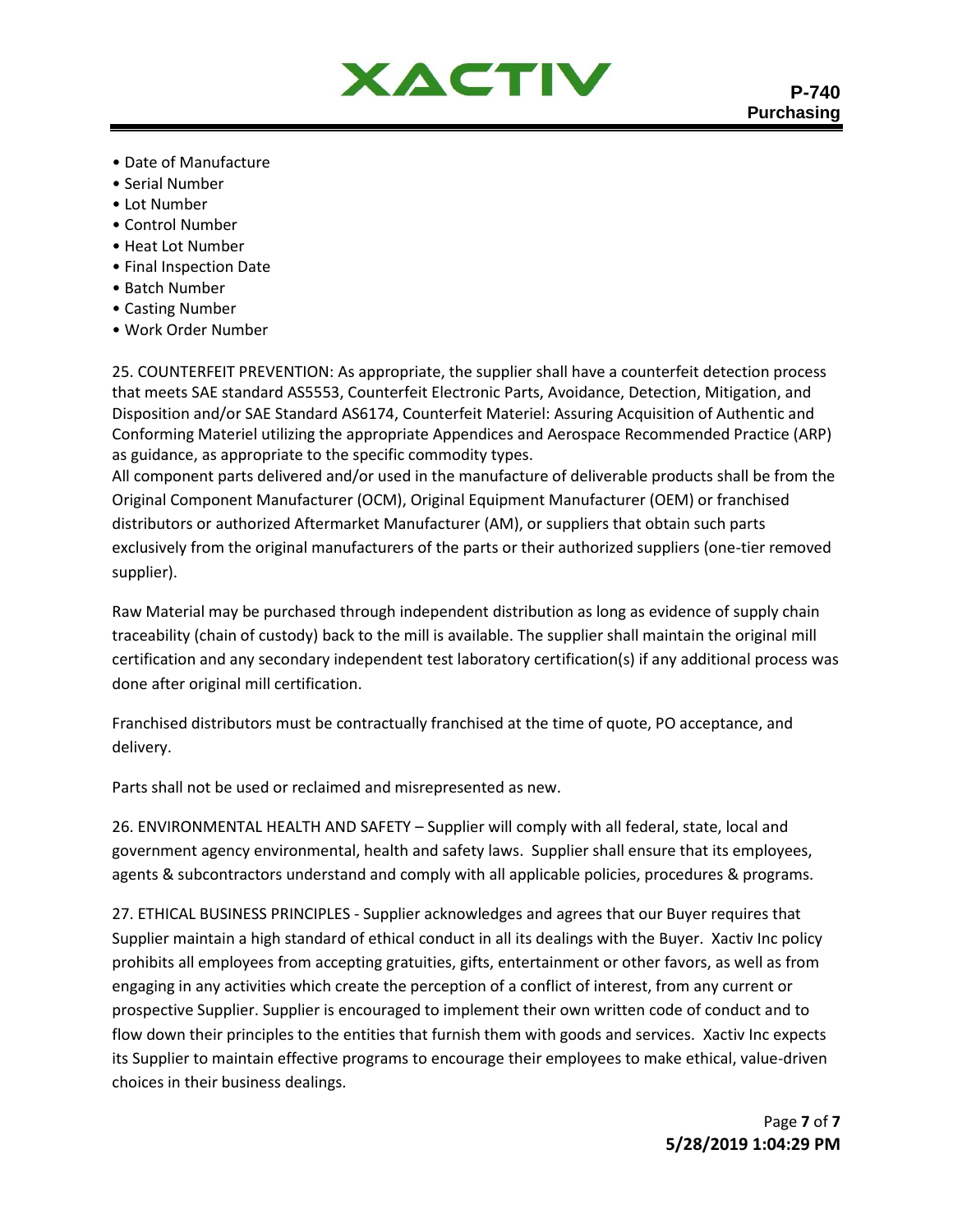- Date of Manufacture
- Serial Number
- Lot Number
- Control Number
- Heat Lot Number
- Final Inspection Date
- Batch Number
- Casting Number
- Work Order Number

25. COUNTERFEIT PREVENTION: As appropriate, the supplier shall have a counterfeit detection process that meets SAE standard AS5553, Counterfeit Electronic Parts, Avoidance, Detection, Mitigation, and Disposition and/or SAE Standard AS6174, Counterfeit Materiel: Assuring Acquisition of Authentic and Conforming Materiel utilizing the appropriate Appendices and Aerospace Recommended Practice (ARP) as guidance, as appropriate to the specific commodity types.
All component parts delivered and/or used in the manufacture of deliverable products shall be from the Original Component Manufacturer (OCM), Original Equipment Manufacturer (OEM) or franchised distributors or authorized Aftermarket Manufacturer (AM), or suppliers that obtain such parts exclusively from the original manufacturers of the parts or their authorized suppliers (one-tier removed supplier).

Raw Material may be purchased through independent distribution as long as evidence of supply chain traceability (chain of custody) back to the mill is available. The supplier shall maintain the original mill certification and any secondary independent test laboratory certification(s) if any additional process was done after original mill certification.

Franchised distributors must be contractually franchised at the time of quote, PO acceptance, and delivery.

Parts shall not be used or reclaimed and misrepresented as new.

26. ENVIRONMENTAL HEALTH AND SAFETY – Supplier will comply with all federal, state, local and government agency environmental, health and safety laws. Supplier shall ensure that its employees, agents & subcontractors understand and comply with all applicable policies, procedures & programs.

27. ETHICAL BUSINESS PRINCIPLES - Supplier acknowledges and agrees that our Buyer requires that Supplier maintain a high standard of ethical conduct in all its dealings with the Buyer. Xactiv Inc policy prohibits all employees from accepting gratuities, gifts, entertainment or other favors, as well as from engaging in any activities which create the perception of a conflict of interest, from any current or prospective Supplier. Supplier is encouraged to implement their own written code of conduct and to flow down their principles to the entities that furnish them with goods and services. Xactiv Inc expects its Supplier to maintain effective programs to encourage their employees to make ethical, value-driven choices in their business dealings.